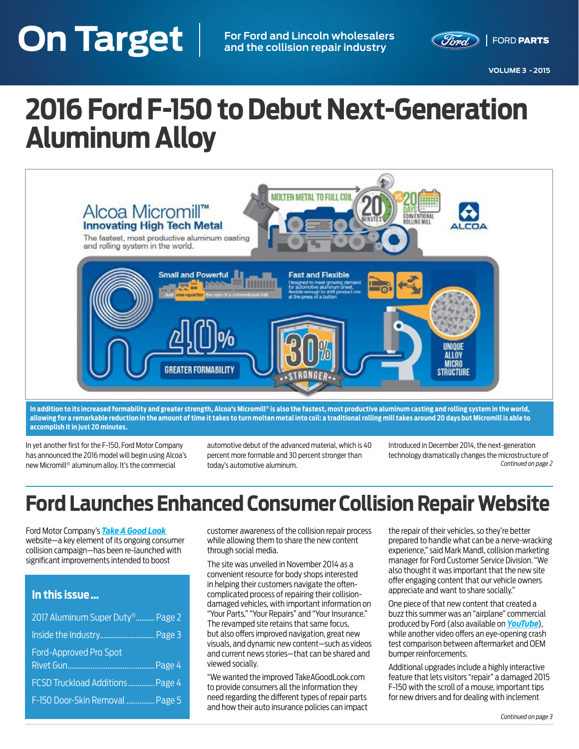# On Target

For Ford and Lincoln wholesalers and the collision repair industry

FORD PARTS

VOLUME 3 - 2015

# 2016 Ford F-150 to Debut Next-Generation Aluminum Alloy

**In addition to its increased formability and greater strength, Alcoa's Micromill® is also the fastest, most productive aluminum casting and rolling system in the world, allowing for a remarkable reduction in the amount of time it takes to turn molten metal into coil: a traditional rolling mill takes around 20 days but Micromill is able to accomplish it in just 20 minutes.**

In yet another first for the F-150, Ford Motor Company has announced the 2016 model will begin using Alcoa's new Micromill® aluminum alloy. It's the commercial automotive debut of the advanced material, which is 40 percent more formable and 30 percent stronger than today's automotive aluminum.

Introduced in December 2014, the next-generation technology dramatically changes the microstructure of

*Continued on page 2*

# Ford Launches Enhanced Consumer Collision Repair Website

Ford Motor Company's ***Take A Good Look*** website—a key element of its ongoing consumer collision campaign—has been re-launched with significant improvements intended to boost customer awareness of the collision repair process while allowing them to share the new content through social media.

The site was unveiled in November 2014 as a convenient resource for body shops interested in helping their customers navigate the often-complicated process of repairing their collision-damaged vehicles, with important information on "Your Parts," "Your Repairs" and "Your Insurance." The revamped site retains that same focus, but also offers improved navigation, great new visuals, and dynamic new content—such as videos and current news stories—that can be shared and viewed socially.

"We wanted the improved TakeAGoodLook.com to provide consumers all the information they need regarding the different types of repair parts and how their auto insurance policies can impact the repair of their vehicles, so they're better prepared to handle what can be a nerve-wracking experience," said Mark Mandl, collision marketing manager for Ford Customer Service Division. "We also thought it was important that the new site offer engaging content that our vehicle owners appreciate and want to share socially."

One piece of that new content that created a buzz this summer was an "airplane" commercial produced by Ford (also available on ***YouTube***), while another video offers an eye-opening crash test comparison between aftermarket and OEM bumper reinforcements.

Additional upgrades include a highly interactive feature that lets visitors "repair" a damaged 2015 F-150 with the scroll of a mouse, important tips for new drivers and for dealing with inclement

*Continued on page 3*

## In this issue...

- 2017 Aluminum Super Duty® .......... Page 2
- Inside the Industry .......... Page 3
- Ford-Approved Pro Spot Rivet Gun .......... Page 4
- FCSD Truckload Additions .......... Page 4
- F-150 Door-Skin Removal .......... Page 5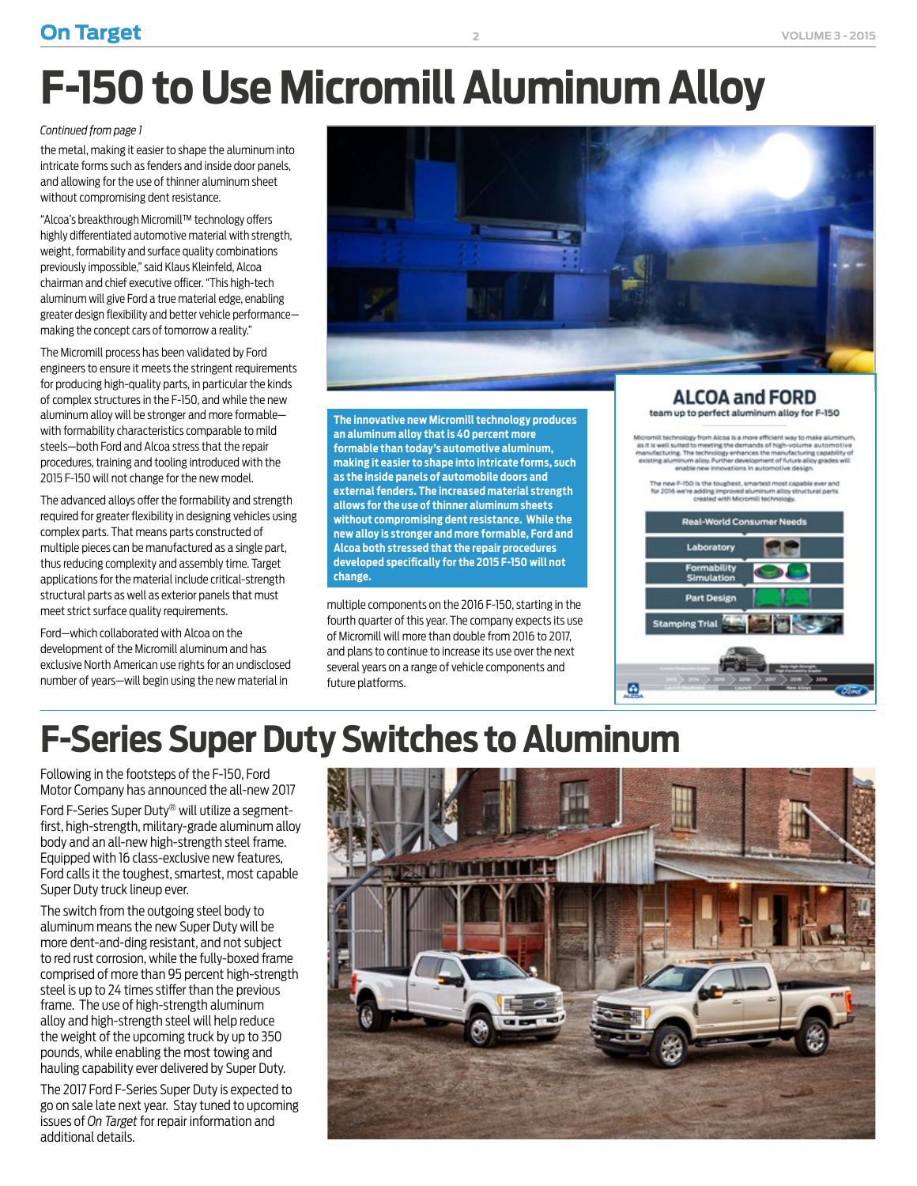# F-150 to Use Micromill Aluminum Alloy

*Continued from page 1*

the metal, making it easier to shape the aluminum into intricate forms such as fenders and inside door panels, and allowing for the use of thinner aluminum sheet without compromising dent resistance.

"Alcoa's breakthrough Micromill™ technology offers highly differentiated automotive material with strength, weight, formability and surface quality combinations previously impossible," said Klaus Kleinfeld, Alcoa chairman and chief executive officer. "This high-tech aluminum will give Ford a true material edge, enabling greater design flexibility and better vehicle performance—making the concept cars of tomorrow a reality."

The Micromill process has been validated by Ford engineers to ensure it meets the stringent requirements for producing high-quality parts, in particular the kinds of complex structures in the F-150, and while the new aluminum alloy will be stronger and more formable—with formability characteristics comparable to mild steels—both Ford and Alcoa stress that the repair procedures, training and tooling introduced with the 2015 F-150 will not change for the new model.

The advanced alloys offer the formability and strength required for greater flexibility in designing vehicles using complex parts. That means parts constructed of multiple pieces can be manufactured as a single part, thus reducing complexity and assembly time. Target applications for the material include critical-strength structural parts as well as exterior panels that must meet strict surface quality requirements.

Ford—which collaborated with Alcoa on the development of the Micromill aluminum and has exclusive North American use rights for an undisclosed number of years—will begin using the new material in multiple components on the 2016 F-150, starting in the fourth quarter of this year. The company expects its use of Micromill will more than double from 2016 to 2017, and plans to continue to increase its use over the next several years on a range of vehicle components and future platforms.

**The innovative new Micromill technology produces an aluminum alloy that is 40 percent more formable than today's automotive aluminum, making it easier to shape into intricate forms, such as the inside panels of automobile doors and external fenders. The increased material strength allows for the use of thinner aluminum sheets without compromising dent resistance. While the new alloy is stronger and more formable, Ford and Alcoa both stressed that the repair procedures developed specifically for the 2015 F-150 will not change.**

## ALCOA and FORD

team up to perfect aluminum alloy for F-150

Micromill technology from Alcoa is a more efficient way to make aluminum, as it is well suited to meeting the demands of high-volume automotive manufacturing. The technology enhances the manufacturing capability of existing aluminum alloy. Further development of future alloy grades will enable new innovations in automotive design.

The new F-150 is the toughest, smartest most capable ever and for 2016 we're adding improved aluminum alloy structural parts created with Micromill technology.

- Real-World Consumer Needs
- Laboratory
- Formability Simulation
- Part Design
- Stamping Trial

# F-Series Super Duty Switches to Aluminum

Following in the footsteps of the F-150, Ford Motor Company has announced the all-new 2017 Ford F-Series Super Duty® will utilize a segment-first, high-strength, military-grade aluminum alloy body and an all-new high-strength steel frame. Equipped with 16 class-exclusive new features, Ford calls it the toughest, smartest, most capable Super Duty truck lineup ever.

The switch from the outgoing steel body to aluminum means the new Super Duty will be more dent-and-ding resistant, and not subject to red rust corrosion, while the fully-boxed frame comprised of more than 95 percent high-strength steel is up to 24 times stiffer than the previous frame. The use of high-strength aluminum alloy and high-strength steel will help reduce the weight of the upcoming truck by up to 350 pounds, while enabling the most towing and hauling capability ever delivered by Super Duty.

The 2017 Ford F-Series Super Duty is expected to go on sale late next year. Stay tuned to upcoming issues of *On Target* for repair information and additional details.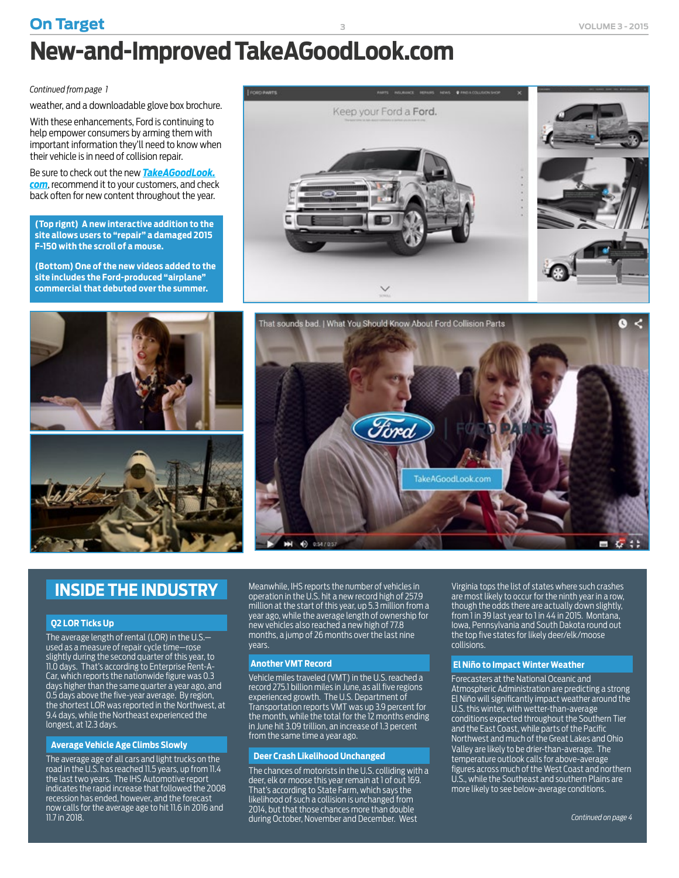# New-and-Improved TakeAGoodLook.com

*Continued from page 1*

weather, and a downloadable glove box brochure.

With these enhancements, Ford is continuing to help empower consumers by arming them with important information they'll need to know when their vehicle is in need of collision repair.

Be sure to check out the new ***TakeAGoodLook.com***, recommend it to your customers, and check back often for new content throughout the year.

**(Top rignt) A new interactive addition to the site allows users to "repair" a damaged 2015 F-150 with the scroll of a mouse.**

**(Bottom) One of the new videos added to the site includes the Ford-produced "airplane" commercial that debuted over the summer.**

## INSIDE THE INDUSTRY

### Q2 LOR Ticks Up

The average length of rental (LOR) in the U.S.—used as a measure of repair cycle time—rose slightly during the second quarter of this year, to 11.0 days. That's according to Enterprise Rent-A-Car, which reports the nationwide figure was 0.3 days higher than the same quarter a year ago, and 0.5 days above the five-year average. By region, the shortest LOR was reported in the Northwest, at 9.4 days, while the Northeast experienced the longest, at 12.3 days.

### Average Vehicle Age Climbs Slowly

The average age of all cars and light trucks on the road in the U.S. has reached 11.5 years, up from 11.4 the last two years. The IHS Automotive report indicates the rapid increase that followed the 2008 recession has ended, however, and the forecast now calls for the average age to hit 11.6 in 2016 and 11.7 in 2018.

Meanwhile, IHS reports the number of vehicles in operation in the U.S. hit a new record high of 257.9 million at the start of this year, up 5.3 million from a year ago, while the average length of ownership for new vehicles also reached a new high of 77.8 months, a jump of 26 months over the last nine years.

### Another VMT Record

Vehicle miles traveled (VMT) in the U.S. reached a record 275.1 billion miles in June, as all five regions experienced growth. The U.S. Department of Transportation reports VMT was up 3.9 percent for the month, while the total for the 12 months ending in June hit 3.09 trillion, an increase of 1.3 percent from the same time a year ago.

### Deer Crash Likelihood Unchanged

The chances of motorists in the U.S. colliding with a deer, elk or moose this year remain at 1 out of 169. That's according to State Farm, which says the likelihood of such a collision is unchanged from 2014, but that those chances more than double during October, November and December. West Virginia tops the list of states where such crashes are most likely to occur for the ninth year in a row, though the odds there are actually down slightly, from 1 in 39 last year to 1 in 44 in 2015. Montana, Iowa, Pennsylvania and South Dakota round out the top five states for likely deer/elk/moose collisions.

### El Niño to Impact Winter Weather

Forecasters at the National Oceanic and Atmospheric Administration are predicting a strong El Niño will significantly impact weather around the U.S. this winter, with wetter-than-average conditions expected throughout the Southern Tier and the East Coast, while parts of the Pacific Northwest and much of the Great Lakes and Ohio Valley are likely to be drier-than-average. The temperature outlook calls for above-average figures across much of the West Coast and northern U.S., while the Southeast and southern Plains are more likely to see below-average conditions.

*Continued on page 4*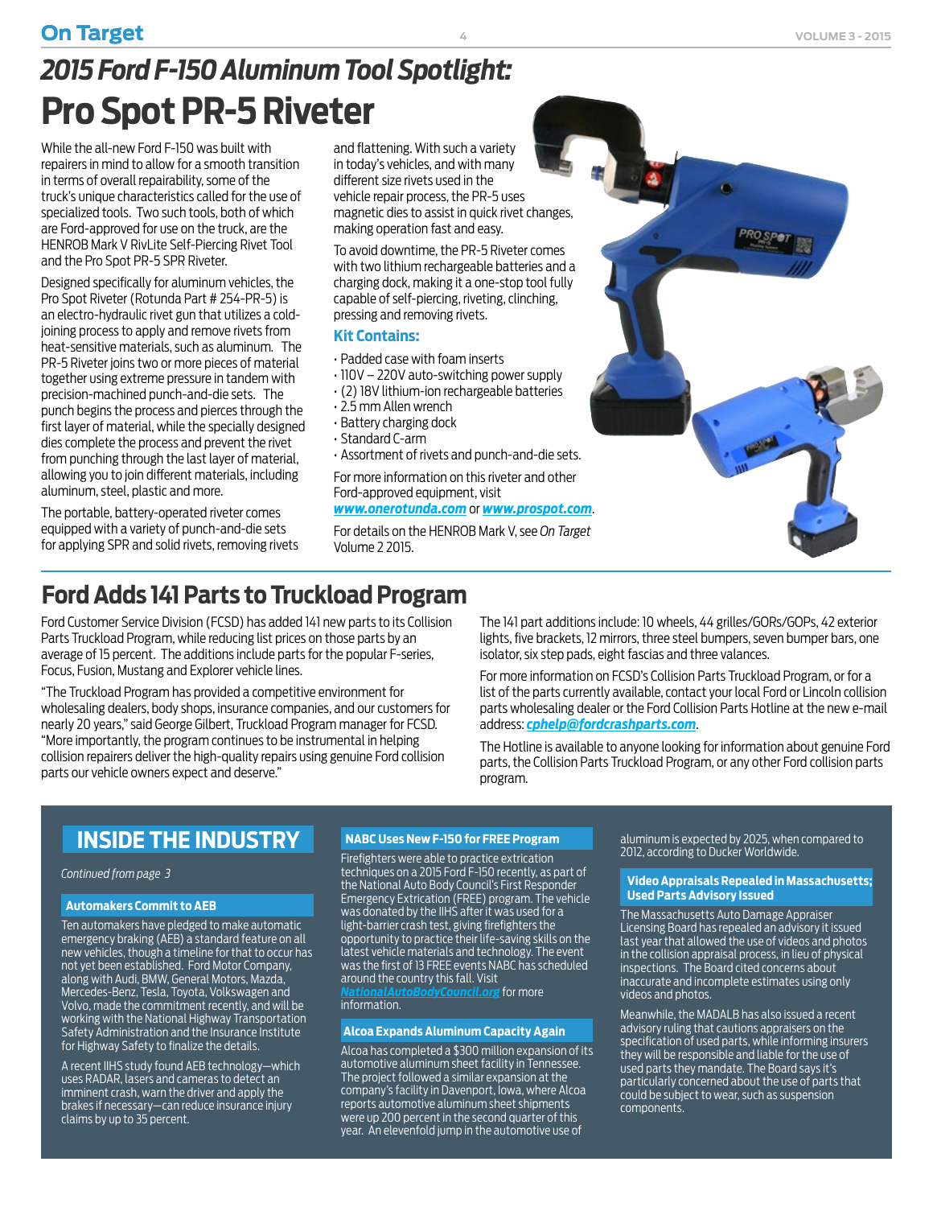## *2015 Ford F-150 Aluminum Tool Spotlight:*

# Pro Spot PR-5 Riveter

While the all-new Ford F-150 was built with repairers in mind to allow for a smooth transition in terms of overall repairability, some of the truck's unique characteristics called for the use of specialized tools. Two such tools, both of which are Ford-approved for use on the truck, are the HENROB Mark V RivLite Self-Piercing Rivet Tool and the Pro Spot PR-5 SPR Riveter.

Designed specifically for aluminum vehicles, the Pro Spot Riveter (Rotunda Part # 254-PR-5) is an electro-hydraulic rivet gun that utilizes a cold-joining process to apply and remove rivets from heat-sensitive materials, such as aluminum. The PR-5 Riveter joins two or more pieces of material together using extreme pressure in tandem with precision-machined punch-and-die sets. The punch begins the process and pierces through the first layer of material, while the specially designed dies complete the process and prevent the rivet from punching through the last layer of material, allowing you to join different materials, including aluminum, steel, plastic and more.

The portable, battery-operated riveter comes equipped with a variety of punch-and-die sets for applying SPR and solid rivets, removing rivets and flattening. With such a variety in today's vehicles, and with many different size rivets used in the vehicle repair process, the PR-5 uses magnetic dies to assist in quick rivet changes, making operation fast and easy.

To avoid downtime, the PR-5 Riveter comes with two lithium rechargeable batteries and a charging dock, making it a one-stop tool fully capable of self-piercing, riveting, clinching, pressing and removing rivets.

### Kit Contains:

- Padded case with foam inserts
- 110V – 220V auto-switching power supply
- (2) 18V lithium-ion rechargeable batteries
- 2.5 mm Allen wrench
- Battery charging dock
- Standard C-arm
- Assortment of rivets and punch-and-die sets.

For more information on this riveter and other Ford-approved equipment, visit ***www.onerotunda.com*** or ***www.prospot.com***.

For details on the HENROB Mark V, see *On Target* Volume 2 2015.

# Ford Adds 141 Parts to Truckload Program

Ford Customer Service Division (FCSD) has added 141 new parts to its Collision Parts Truckload Program, while reducing list prices on those parts by an average of 15 percent. The additions include parts for the popular F-series, Focus, Fusion, Mustang and Explorer vehicle lines.

"The Truckload Program has provided a competitive environment for wholesaling dealers, body shops, insurance companies, and our customers for nearly 20 years," said George Gilbert, Truckload Program manager for FCSD. "More importantly, the program continues to be instrumental in helping collision repairers deliver the high-quality repairs using genuine Ford collision parts our vehicle owners expect and deserve."

The 141 part additions include: 10 wheels, 44 grilles/GORs/GOPs, 42 exterior lights, five brackets, 12 mirrors, three steel bumpers, seven bumper bars, one isolator, six step pads, eight fascias and three valances.

For more information on FCSD's Collision Parts Truckload Program, or for a list of the parts currently available, contact your local Ford or Lincoln collision parts wholesaling dealer or the Ford Collision Parts Hotline at the new e-mail address: ***cphelp@fordcrashparts.com***.

The Hotline is available to anyone looking for information about genuine Ford parts, the Collision Parts Truckload Program, or any other Ford collision parts program.

# INSIDE THE INDUSTRY

*Continued from page 3*

### Automakers Commit to AEB

Ten automakers have pledged to make automatic emergency braking (AEB) a standard feature on all new vehicles, though a timeline for that to occur has not yet been established. Ford Motor Company, along with Audi, BMW, General Motors, Mazda, Mercedes-Benz, Tesla, Toyota, Volkswagen and Volvo, made the commitment recently, and will be working with the National Highway Transportation Safety Administration and the Insurance Institute for Highway Safety to finalize the details.

A recent IIHS study found AEB technology—which uses RADAR, lasers and cameras to detect an imminent crash, warn the driver and apply the brakes if necessary—can reduce insurance injury claims by up to 35 percent.

### NABC Uses New F-150 for FREE Program

Firefighters were able to practice extrication techniques on a 2015 Ford F-150 recently, as part of the National Auto Body Council's First Responder Emergency Extrication (FREE) program. The vehicle was donated by the IIHS after it was used for a light-barrier crash test, giving firefighters the opportunity to practice their life-saving skills on the latest vehicle materials and technology. The event was the first of 13 FREE events NABC has scheduled around the country this fall. Visit ***NationalAutoBodyCouncil.org*** for more information.

### Alcoa Expands Aluminum Capacity Again

Alcoa has completed a $300 million expansion of its automotive aluminum sheet facility in Tennessee. The project followed a similar expansion at the company's facility in Davenport, Iowa, where Alcoa reports automotive aluminum sheet shipments were up 200 percent in the second quarter of this year. An elevenfold jump in the automotive use of aluminum is expected by 2025, when compared to 2012, according to Ducker Worldwide.

### Video Appraisals Repealed in Massachusetts; Used Parts Advisory Issued

The Massachusetts Auto Damage Appraiser Licensing Board has repealed an advisory it issued last year that allowed the use of videos and photos in the collision appraisal process, in lieu of physical inspections. The Board cited concerns about inaccurate and incomplete estimates using only videos and photos.

Meanwhile, the MADALB has also issued a recent advisory ruling that cautions appraisers on the specification of used parts, while informing insurers they will be responsible and liable for the use of used parts they mandate. The Board says it's particularly concerned about the use of parts that could be subject to wear, such as suspension components.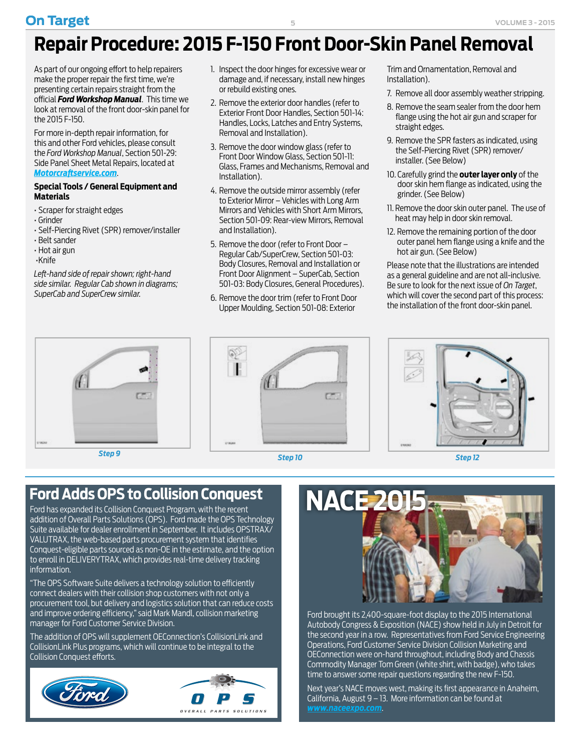# Repair Procedure: 2015 F-150 Front Door-Skin Panel Removal

As part of our ongoing effort to help repairers make the proper repair the first time, we're presenting certain repairs straight from the official ***Ford Workshop Manual***. This time we look at removal of the front door-skin panel for the 2015 F-150.

For more in-depth repair information, for this and other Ford vehicles, please consult the *Ford Workshop Manual*, Section 501-29: Side Panel Sheet Metal Repairs, located at ***Motorcraftservice.com***.

**Special Tools / General Equipment and Materials**

- Scraper for straight edges
- Grinder
- Self-Piercing Rivet (SPR) remover/installer
- Belt sander
- Hot air gun
- Knife

*Left-hand side of repair shown; right-hand side similar. Regular Cab shown in diagrams; SuperCab and SuperCrew similar.*

1. Inspect the door hinges for excessive wear or damage and, if necessary, install new hinges or rebuild existing ones.
2. Remove the exterior door handles (refer to Exterior Front Door Handles, Section 501-14: Handles, Locks, Latches and Entry Systems, Removal and Installation).
3. Remove the door window glass (refer to Front Door Window Glass, Section 501-11: Glass, Frames and Mechanisms, Removal and Installation).
4. Remove the outside mirror assembly (refer to Exterior Mirror – Vehicles with Long Arm Mirrors and Vehicles with Short Arm Mirrors, Section 501-09: Rear-view Mirrors, Removal and Installation).
5. Remove the door (refer to Front Door – Regular Cab/SuperCrew, Section 501-03: Body Closures, Removal and Installation or Front Door Alignment – SuperCab, Section 501-03: Body Closures, General Procedures).
6. Remove the door trim (refer to Front Door Upper Moulding, Section 501-08: Exterior Trim and Ornamentation, Removal and Installation).
7. Remove all door assembly weather stripping.
8. Remove the seam sealer from the door hem flange using the hot air gun and scraper for straight edges.
9. Remove the SPR fasters as indicated, using the Self-Piercing Rivet (SPR) remover/ installer. (See Below)
10. Carefully grind the **outer layer only** of the door skin hem flange as indicated, using the grinder. (See Below)
11. Remove the door skin outer panel. The use of heat may help in door skin removal.
12. Remove the remaining portion of the door outer panel hem flange using a knife and the hot air gun. (See Below)

Please note that the illustrations are intended as a general guideline and are not all-inclusive. Be sure to look for the next issue of *On Target*, which will cover the second part of this process: the installation of the front door-skin panel.

*Step 9*

*Step 10*

*Step 12*

## Ford Adds OPS to Collision Conquest

Ford has expanded its Collision Conquest Program, with the recent addition of Overall Parts Solutions (OPS). Ford made the OPS Technology Suite available for dealer enrollment in September. It includes OPSTRAX/ VALUTRAX, the web-based parts procurement system that identifies Conquest-eligible parts sourced as non-OE in the estimate, and the option to enroll in DELIVERYTRAX, which provides real-time delivery tracking information.

"The OPS Software Suite delivers a technology solution to efficiently connect dealers with their collision shop customers with not only a procurement tool, but delivery and logistics solution that can reduce costs and improve ordering efficiency," said Mark Mandl, collision marketing manager for Ford Customer Service Division.

The addition of OPS will supplement OEConnection's CollisionLink and CollisionLink Plus programs, which will continue to be integral to the Collision Conquest efforts.

## NACE 2015

Ford brought its 2,400-square-foot display to the 2015 International Autobody Congress & Exposition (NACE) show held in July in Detroit for the second year in a row. Representatives from Ford Service Engineering Operations, Ford Customer Service Division Collision Marketing and OEConnection were on-hand throughout, including Body and Chassis Commodity Manager Tom Green (white shirt, with badge), who takes time to answer some repair questions regarding the new F-150.

Next year's NACE moves west, making its first appearance in Anaheim, California, August 9 – 13. More information can be found at ***www.naceexpo.com***.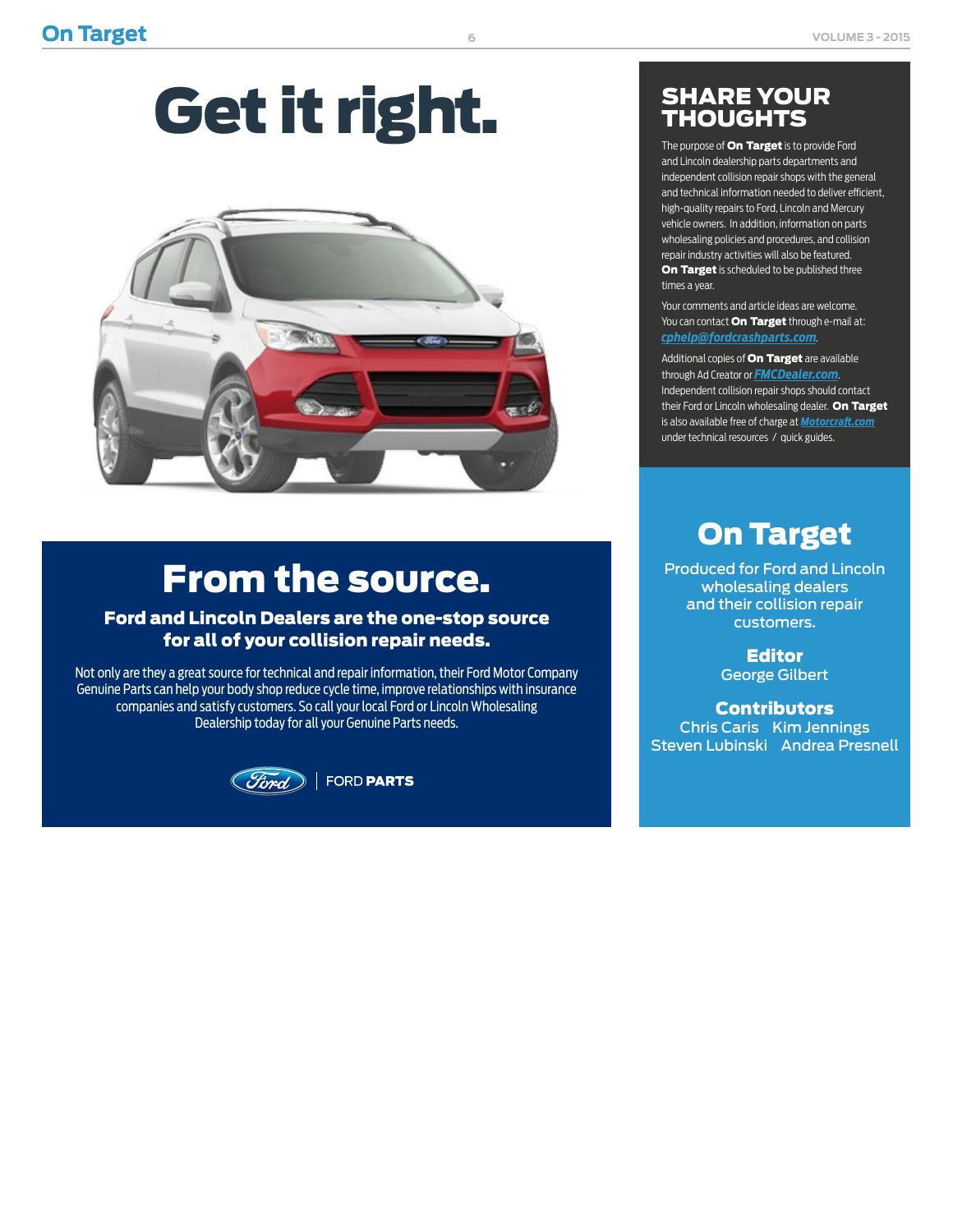# Get it right.

## From the source.

### Ford and Lincoln Dealers are the one-stop source for all of your collision repair needs.

Not only are they a great source for technical and repair information, their Ford Motor Company Genuine Parts can help your body shop reduce cycle time, improve relationships with insurance companies and satisfy customers. So call your local Ford or Lincoln Wholesaling Dealership today for all your Genuine Parts needs.

FORD **PARTS**

## SHARE YOUR THOUGHTS

The purpose of **On Target** is to provide Ford and Lincoln dealership parts departments and independent collision repair shops with the general and technical information needed to deliver efficient, high-quality repairs to Ford, Lincoln and Mercury vehicle owners. In addition, information on parts wholesaling policies and procedures, and collision repair industry activities will also be featured. **On Target** is scheduled to be published three times a year.

Your comments and article ideas are welcome. You can contact **On Target** through e-mail at: *cphelp@fordcrashparts.com*.

Additional copies of **On Target** are available through Ad Creator or *FMCDealer.com*. Independent collision repair shops should contact their Ford or Lincoln wholesaling dealer. **On Target** is also available free of charge at *Motorcraft.com* under technical resources / quick guides.

## On Target

Produced for Ford and Lincoln wholesaling dealers and their collision repair customers.

**Editor**
George Gilbert

**Contributors**
Chris Caris   Kim Jennings
Steven Lubinski   Andrea Presnell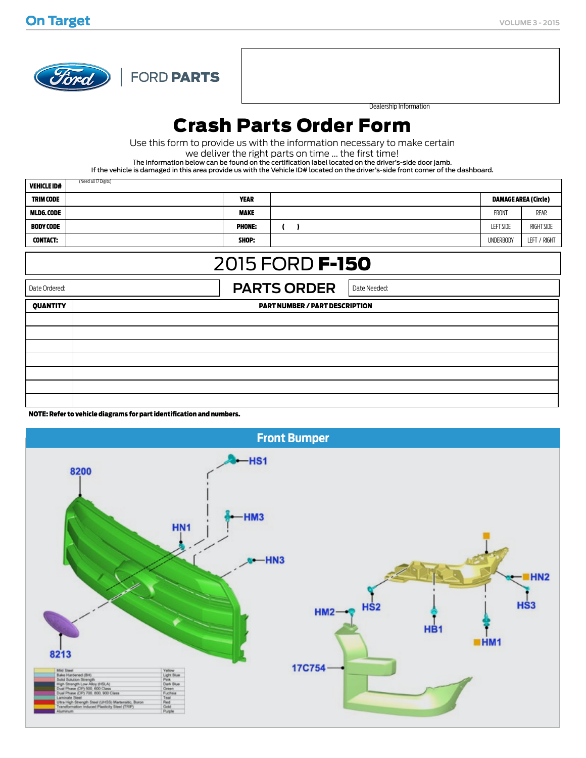FORD PARTS

Dealership Information

# Crash Parts Order Form

Use this form to provide us with the information necessary to make certain we deliver the right parts on time ... the first time!

The information below can be found on the certification label located on the driver's-side door jamb.
If the vehicle is damaged in this area provide us with the Vehicle ID# located on the driver's-side front corner of the dashboard.

| VEHICLE ID# | (Need all 17 Digits) | | | | |
|---|---|---|---|---|---|
| TRIM CODE | | YEAR | | DAMAGE AREA (Circle) | |
| MLDG. CODE | | MAKE | | FRONT | REAR |
| BODY CODE | | PHONE: | ( ) | LEFT SIDE | RIGHT SIDE |
| CONTACT: | | SHOP: | | UNDERBODY | LEFT / RIGHT |

## 2015 FORD F-150

Date Ordered:

## PARTS ORDER

Date Needed:

| QUANTITY | PART NUMBER / PART DESCRIPTION |
|---|---|
| | |
| | |
| | |
| | |
| | |
| | |
| | |

**NOTE: Refer to vehicle diagrams for part identification and numbers.**

## Front Bumper

8200, HS1, HM3, HN1, HN3, 8213, HN2, HS3, HS2, HM2, HB1, HM1, 17C754

| | Material | Color |
|---|---|---|
| | Mild Steel | Yellow |
| | Bake Hardened (BH) | Light Blue |
| | Solid Solution Strength | Pink |
| | High Strength Low Alloy (HSLA) | Dark Blue |
| | Dual Phase (DP) 500, 600 Class | Green |
| | Dual Phase (DP) 700, 800, 900 Class | Fuchsia |
| | Laminate Steel | Teal |
| | Ultra High Strength Steel (UHSS) Martensitic, Boron | Red |
| | Transformation Induced Plasticity Steel (TRIP) | Gold |
| | Aluminum | Purple |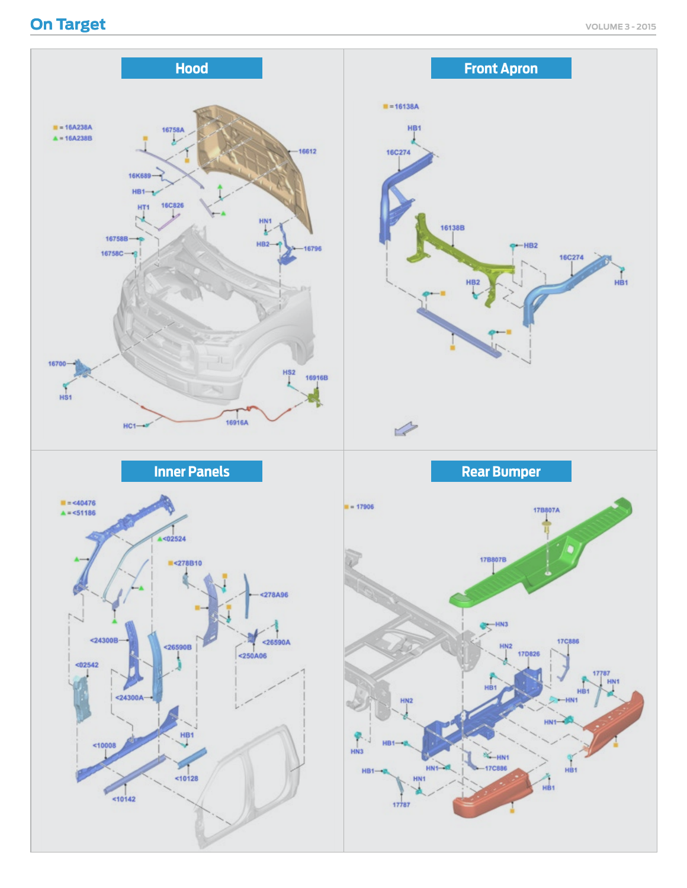## Hood

■ = 16A238A
▲ = 16A238B

16758A
16612
16K689
HB1
HT1
16C826
HN1
16758B
HB2
16796
16758C
16700
HS2
16916B
HS1
HC1
16916A

## Front Apron

■ = 16138A

HB1
16C274
16138B
HB2
16C274
HB2
HB1

## Inner Panels

■ = <40476
▲ = <51186

<02524
<278B10
<278A96
<26590A
<24300B
<26590B
<250A06
<02542
<24300A
HB1
<10008
<10128
<10142

## Rear Bumper

■ = 17906

17B807A
17B807B
HN3
HN2
17C886
17D826
HB1
17787
HN1
HB1
HN1
HN2
HN1
HN3
HB1
HN1
HN1
17C886
HB1
HB1
HN1
HB1
17787